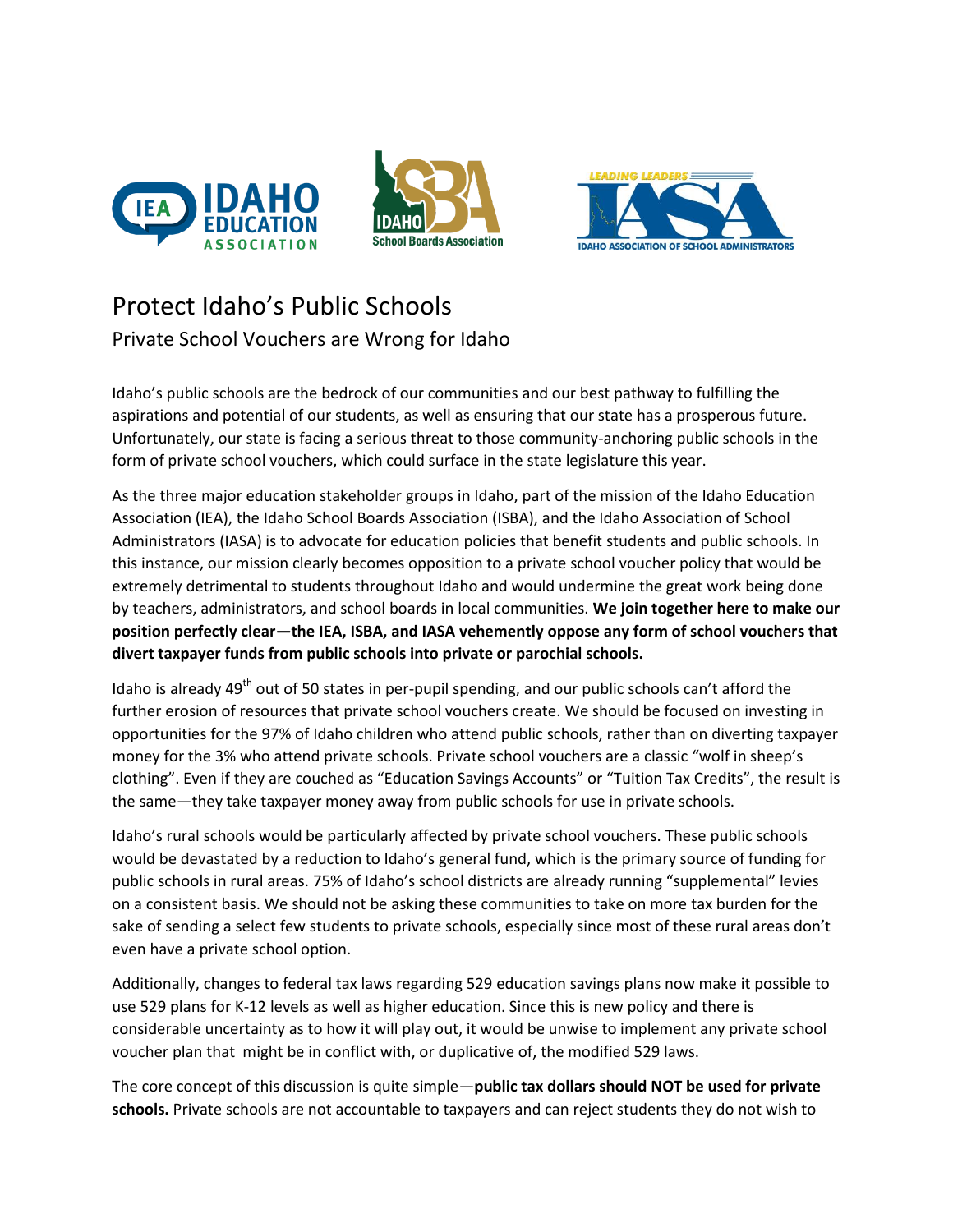# Protect Idaho's Public Schools

## Private School Vouchers are Wrong for Idaho

Idaho's public schools are the bedrock of our communities and our best pathway to fulfilling the aspirations and potential of our students, as well as ensuring that our state has a prosperous future. Unfortunately, our state is facing a serious threat to those community-anchoring public schools in the form of private school vouchers, which could surface in the state legislature this year.

As the three major education stakeholder groups in Idaho, part of the mission of the Idaho Education Association (IEA), the Idaho School Boards Association (ISBA), and the Idaho Association of School Administrators (IASA) is to advocate for education policies that benefit students and public schools. In this instance, our mission clearly becomes opposition to a private school voucher policy that would be extremely detrimental to students throughout Idaho and would undermine the great work being done by teachers, administrators, and school boards in local communities. **We join together here to make our position perfectly clear—the IEA, ISBA, and IASA vehemently oppose any form of school vouchers that divert taxpayer funds from public schools into private or parochial schools.**

Idaho is already 49th out of 50 states in per-pupil spending, and our public schools can't afford the further erosion of resources that private school vouchers create. We should be focused on investing in opportunities for the 97% of Idaho children who attend public schools, rather than on diverting taxpayer money for the 3% who attend private schools. Private school vouchers are a classic "wolf in sheep's clothing". Even if they are couched as "Education Savings Accounts" or "Tuition Tax Credits", the result is the same—they take taxpayer money away from public schools for use in private schools.

Idaho's rural schools would be particularly affected by private school vouchers. These public schools would be devastated by a reduction to Idaho's general fund, which is the primary source of funding for public schools in rural areas. 75% of Idaho's school districts are already running "supplemental" levies on a consistent basis. We should not be asking these communities to take on more tax burden for the sake of sending a select few students to private schools, especially since most of these rural areas don't even have a private school option.

Additionally, changes to federal tax laws regarding 529 education savings plans now make it possible to use 529 plans for K-12 levels as well as higher education. Since this is new policy and there is considerable uncertainty as to how it will play out, it would be unwise to implement any private school voucher plan that might be in conflict with, or duplicative of, the modified 529 laws.

The core concept of this discussion is quite simple—**public tax dollars should NOT be used for private schools.** Private schools are not accountable to taxpayers and can reject students they do not wish to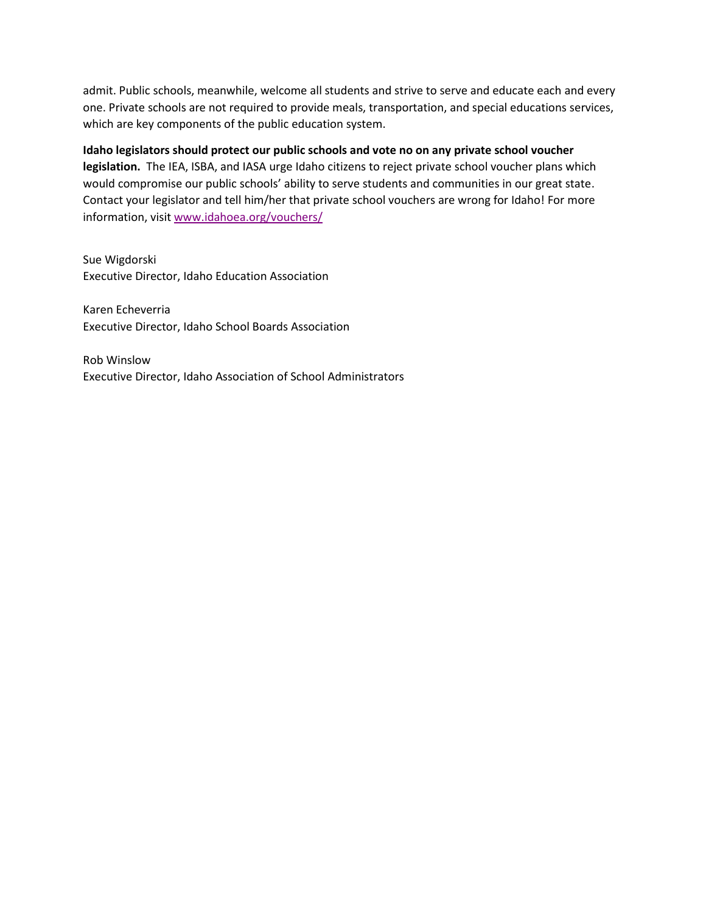admit. Public schools, meanwhile, welcome all students and strive to serve and educate each and every one. Private schools are not required to provide meals, transportation, and special educations services, which are key components of the public education system.

**Idaho legislators should protect our public schools and vote no on any private school voucher legislation.** The IEA, ISBA, and IASA urge Idaho citizens to reject private school voucher plans which would compromise our public schools' ability to serve students and communities in our great state. Contact your legislator and tell him/her that private school vouchers are wrong for Idaho! For more information, visit [www.idahoea.org/vouchers/](www.idahoea.org/vouchers/)

Sue Wigdorski
Executive Director, Idaho Education Association

Karen Echeverria
Executive Director, Idaho School Boards Association

Rob Winslow
Executive Director, Idaho Association of School Administrators